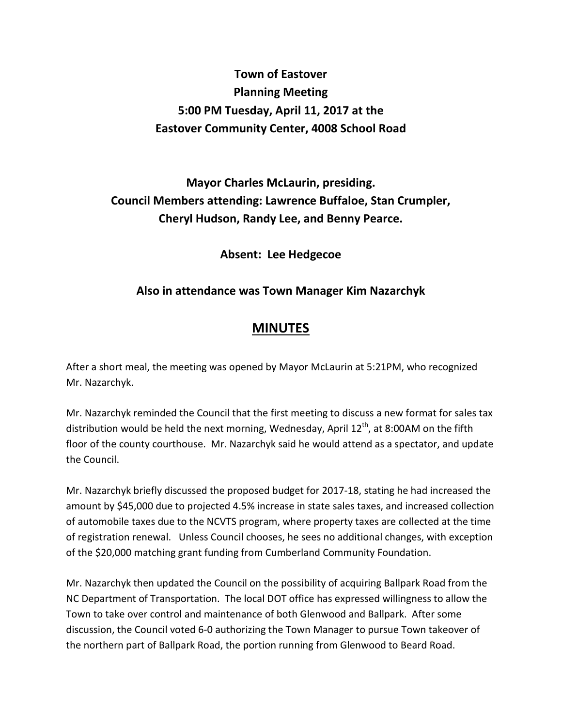**Town of Eastover**
**Planning Meeting**
**5:00 PM Tuesday, April 11, 2017 at the**
**Eastover Community Center, 4008 School Road**

**Mayor Charles McLaurin, presiding.**
**Council Members attending: Lawrence Buffaloe, Stan Crumpler, Cheryl Hudson, Randy Lee, and Benny Pearce.**

**Absent: Lee Hedgecoe**

**Also in attendance was Town Manager Kim Nazarchyk**

# MINUTES

After a short meal, the meeting was opened by Mayor McLaurin at 5:21PM, who recognized Mr. Nazarchyk.

Mr. Nazarchyk reminded the Council that the first meeting to discuss a new format for sales tax distribution would be held the next morning, Wednesday, April 12th, at 8:00AM on the fifth floor of the county courthouse. Mr. Nazarchyk said he would attend as a spectator, and update the Council.

Mr. Nazarchyk briefly discussed the proposed budget for 2017-18, stating he had increased the amount by $45,000 due to projected 4.5% increase in state sales taxes, and increased collection of automobile taxes due to the NCVTS program, where property taxes are collected at the time of registration renewal. Unless Council chooses, he sees no additional changes, with exception of the $20,000 matching grant funding from Cumberland Community Foundation.

Mr. Nazarchyk then updated the Council on the possibility of acquiring Ballpark Road from the NC Department of Transportation. The local DOT office has expressed willingness to allow the Town to take over control and maintenance of both Glenwood and Ballpark. After some discussion, the Council voted 6-0 authorizing the Town Manager to pursue Town takeover of the northern part of Ballpark Road, the portion running from Glenwood to Beard Road.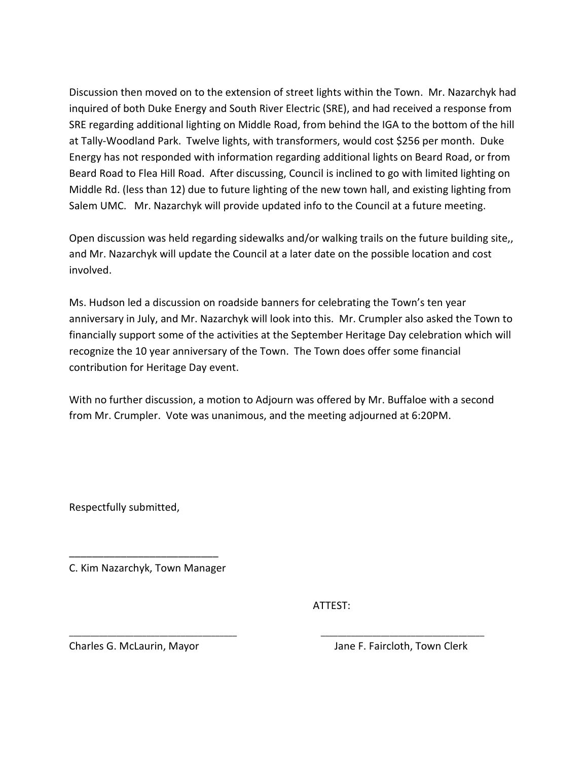Discussion then moved on to the extension of street lights within the Town. Mr. Nazarchyk had inquired of both Duke Energy and South River Electric (SRE), and had received a response from SRE regarding additional lighting on Middle Road, from behind the IGA to the bottom of the hill at Tally-Woodland Park. Twelve lights, with transformers, would cost $256 per month. Duke Energy has not responded with information regarding additional lights on Beard Road, or from Beard Road to Flea Hill Road. After discussing, Council is inclined to go with limited lighting on Middle Rd. (less than 12) due to future lighting of the new town hall, and existing lighting from Salem UMC. Mr. Nazarchyk will provide updated info to the Council at a future meeting.

Open discussion was held regarding sidewalks and/or walking trails on the future building site,, and Mr. Nazarchyk will update the Council at a later date on the possible location and cost involved.

Ms. Hudson led a discussion on roadside banners for celebrating the Town's ten year anniversary in July, and Mr. Nazarchyk will look into this. Mr. Crumpler also asked the Town to financially support some of the activities at the September Heritage Day celebration which will recognize the 10 year anniversary of the Town. The Town does offer some financial contribution for Heritage Day event.

With no further discussion, a motion to Adjourn was offered by Mr. Buffaloe with a second from Mr. Crumpler. Vote was unanimous, and the meeting adjourned at 6:20PM.

Respectfully submitted,

\_\_\_\_\_\_\_\_\_\_\_\_\_\_\_\_\_\_\_\_\_\_\_\_\_\_

C. Kim Nazarchyk, Town Manager

ATTEST:

\_\_\_\_\_\_\_\_\_\_\_\_\_\_\_\_\_\_\_\_\_\_\_\_\_\_\_\_\_\_ \_\_\_\_\_\_\_\_\_\_\_\_\_\_\_\_\_\_\_\_\_\_\_\_\_\_\_\_\_\_

Charles G. McLaurin, Mayor Jane F. Faircloth, Town Clerk